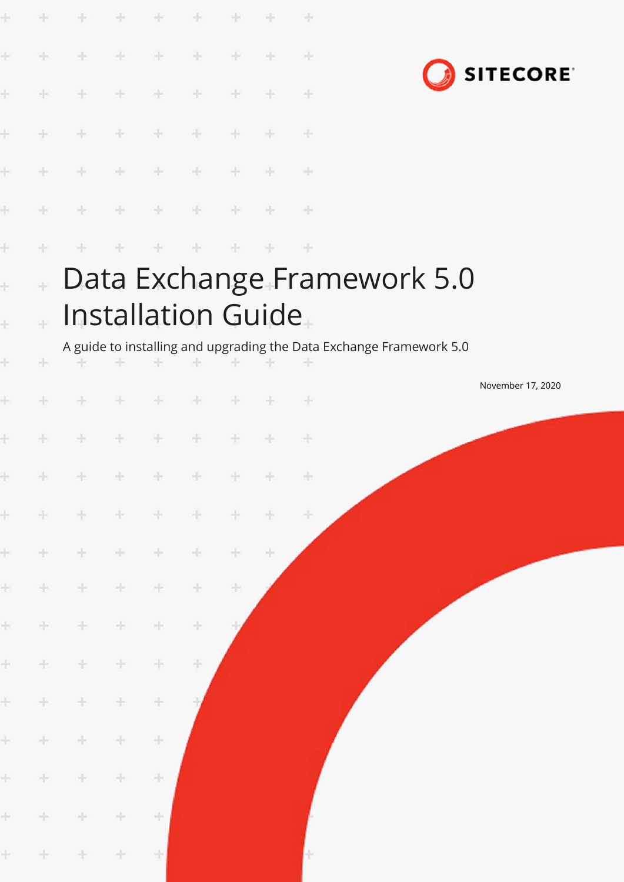SITECORE

# Data Exchange Framework 5.0 Installation Guide

A guide to installing and upgrading the Data Exchange Framework 5.0

November 17, 2020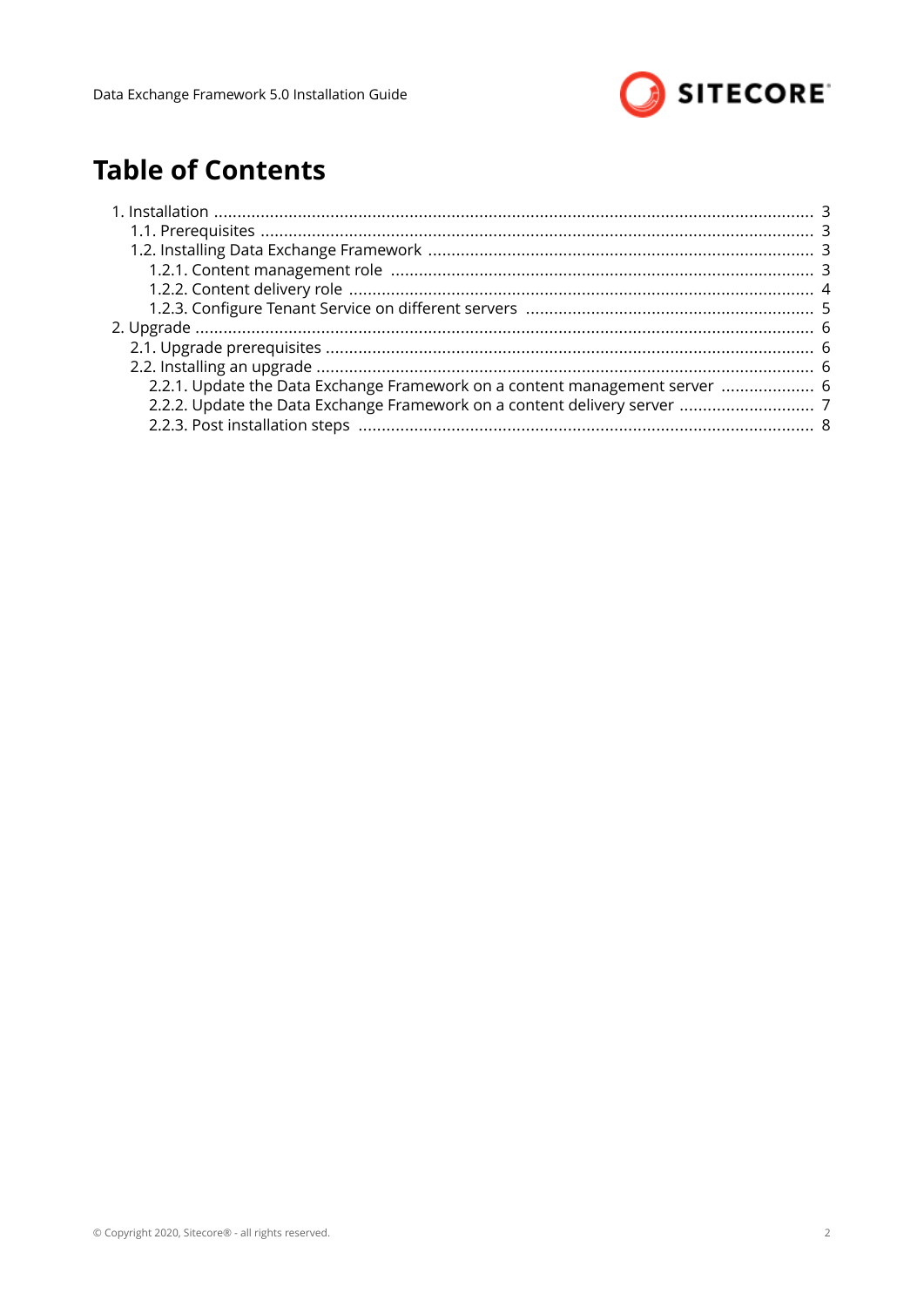# Table of Contents

1. Installation ..... 3
   - 1.1. Prerequisites ..... 3
   - 1.2. Installing Data Exchange Framework ..... 3
     - 1.2.1. Content management role ..... 3
     - 1.2.2. Content delivery role ..... 4
     - 1.2.3. Configure Tenant Service on different servers ..... 5
2. Upgrade ..... 6
   - 2.1. Upgrade prerequisites ..... 6
   - 2.2. Installing an upgrade ..... 6
     - 2.2.1. Update the Data Exchange Framework on a content management server ..... 6
     - 2.2.2. Update the Data Exchange Framework on a content delivery server ..... 7
     - 2.2.3. Post installation steps ..... 8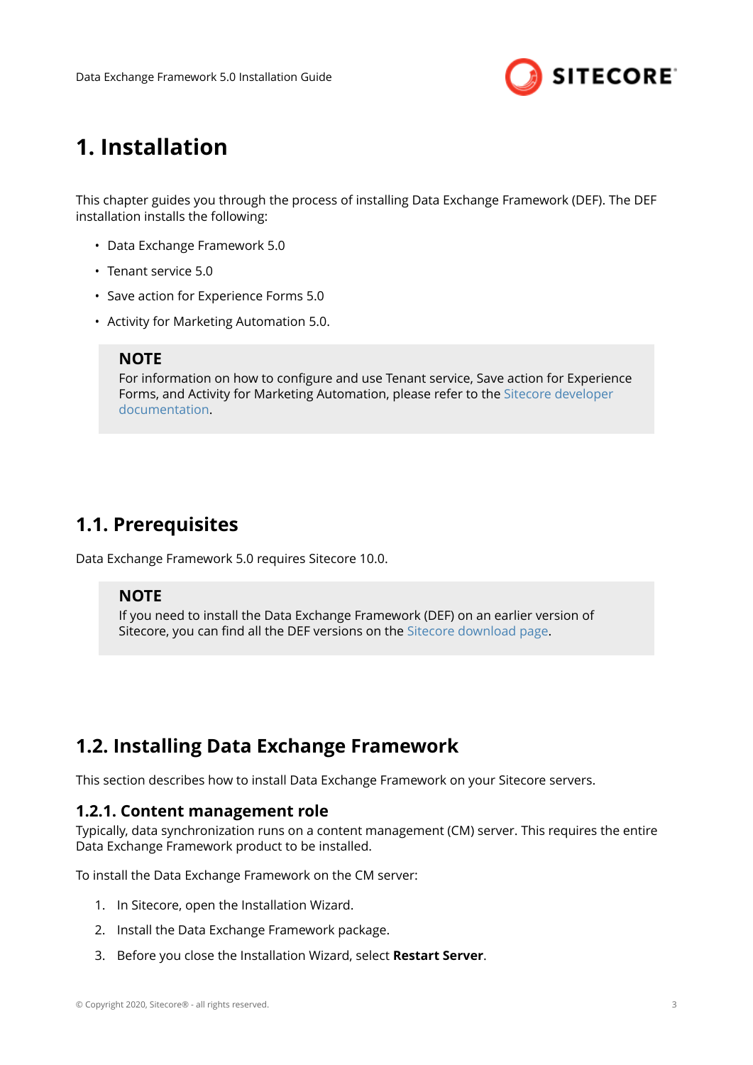# 1. Installation

This chapter guides you through the process of installing Data Exchange Framework (DEF). The DEF installation installs the following:

- Data Exchange Framework 5.0
- Tenant service 5.0
- Save action for Experience Forms 5.0
- Activity for Marketing Automation 5.0.

> **NOTE**
> For information on how to configure and use Tenant service, Save action for Experience Forms, and Activity for Marketing Automation, please refer to the Sitecore developer documentation.

## 1.1. Prerequisites

Data Exchange Framework 5.0 requires Sitecore 10.0.

> **NOTE**
> If you need to install the Data Exchange Framework (DEF) on an earlier version of Sitecore, you can find all the DEF versions on the Sitecore download page.

## 1.2. Installing Data Exchange Framework

This section describes how to install Data Exchange Framework on your Sitecore servers.

### 1.2.1. Content management role

Typically, data synchronization runs on a content management (CM) server. This requires the entire Data Exchange Framework product to be installed.

To install the Data Exchange Framework on the CM server:

1. In Sitecore, open the Installation Wizard.
2. Install the Data Exchange Framework package.
3. Before you close the Installation Wizard, select **Restart Server**.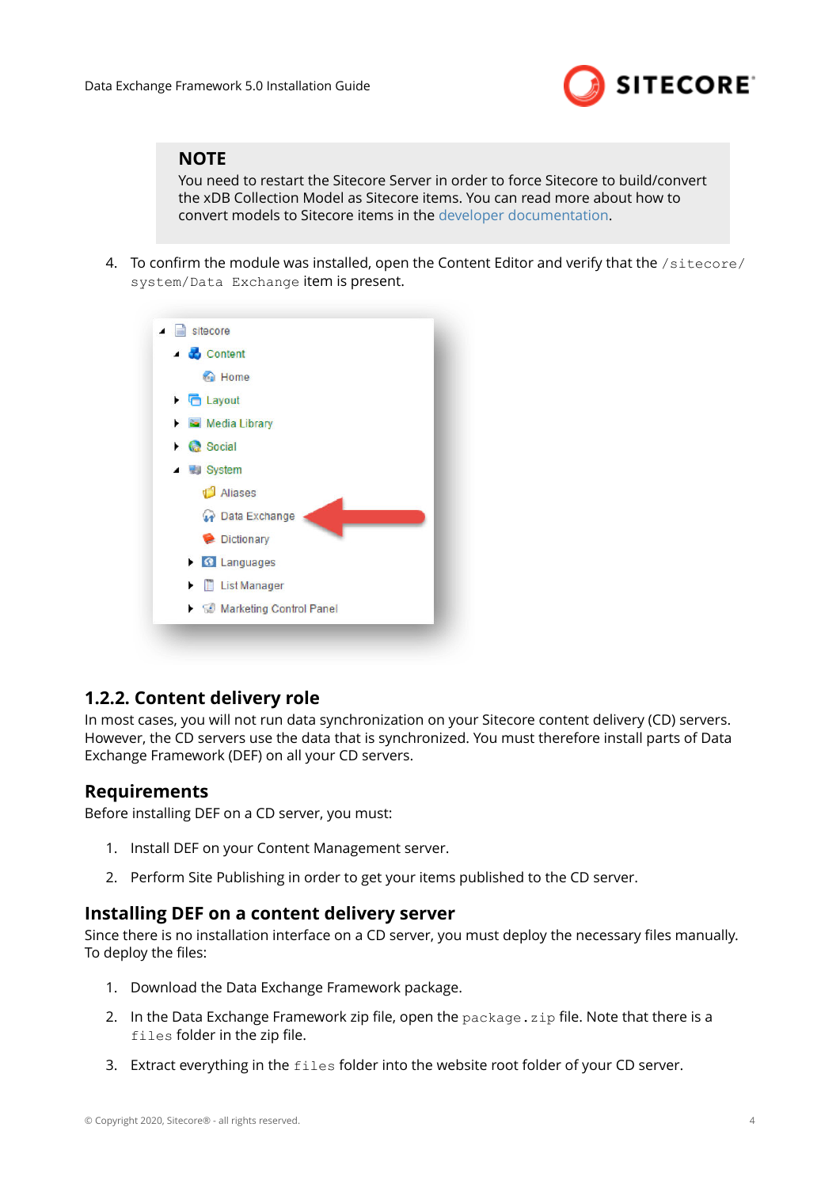> **NOTE**
> You need to restart the Sitecore Server in order to force Sitecore to build/convert the xDB Collection Model as Sitecore items. You can read more about how to convert models to Sitecore items in the developer documentation.

4. To confirm the module was installed, open the Content Editor and verify that the `/sitecore/system/Data Exchange` item is present.

### 1.2.2. Content delivery role

In most cases, you will not run data synchronization on your Sitecore content delivery (CD) servers. However, the CD servers use the data that is synchronized. You must therefore install parts of Data Exchange Framework (DEF) on all your CD servers.

#### Requirements

Before installing DEF on a CD server, you must:

1. Install DEF on your Content Management server.
2. Perform Site Publishing in order to get your items published to the CD server.

#### Installing DEF on a content delivery server

Since there is no installation interface on a CD server, you must deploy the necessary files manually. To deploy the files:

1. Download the Data Exchange Framework package.
2. In the Data Exchange Framework zip file, open the `package.zip` file. Note that there is a `files` folder in the zip file.
3. Extract everything in the `files` folder into the website root folder of your CD server.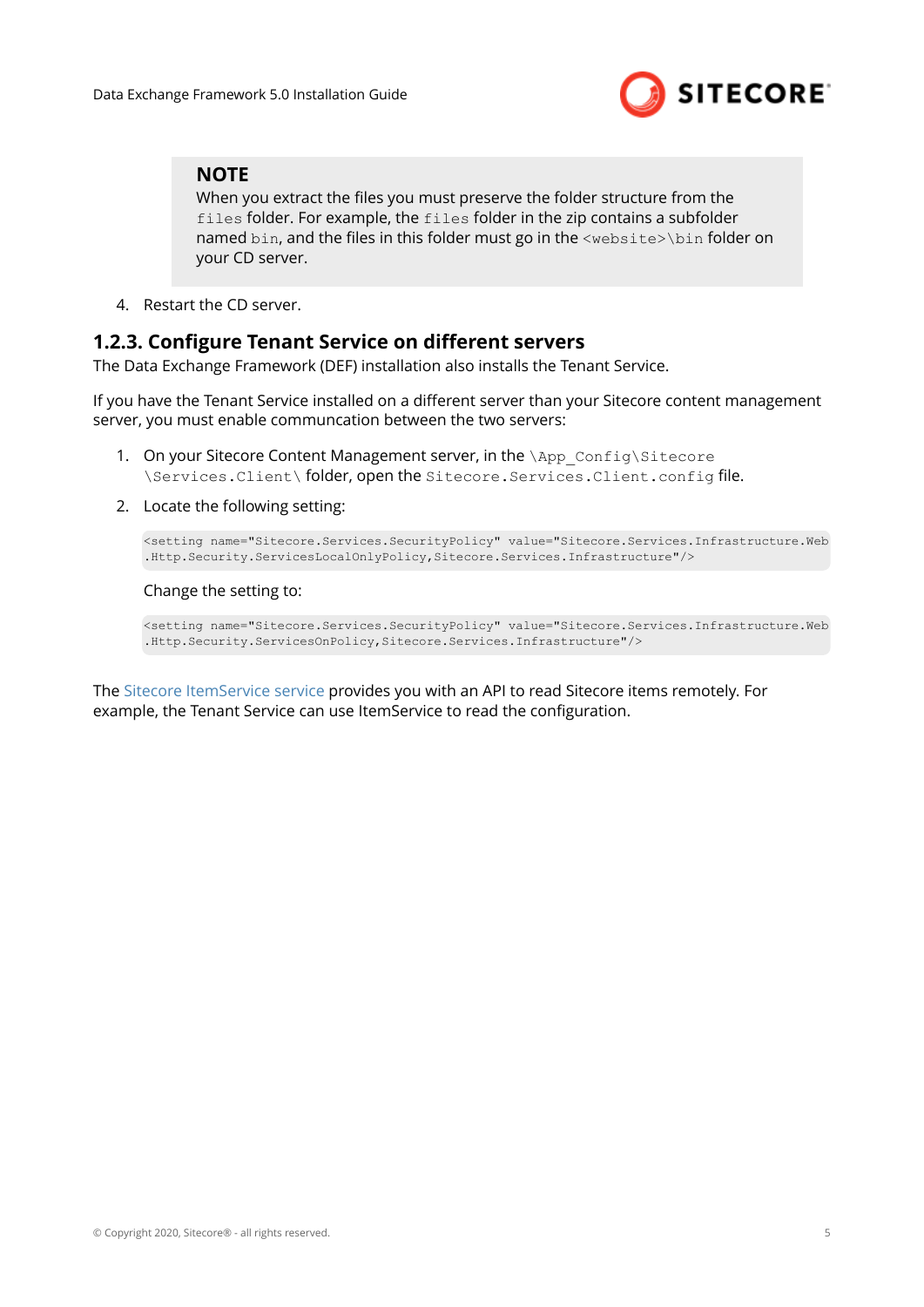> **NOTE**
> When you extract the files you must preserve the folder structure from the `files` folder. For example, the `files` folder in the zip contains a subfolder named `bin`, and the files in this folder must go in the `<website>\bin` folder on your CD server.

4. Restart the CD server.

### 1.2.3. Configure Tenant Service on different servers

The Data Exchange Framework (DEF) installation also installs the Tenant Service.

If you have the Tenant Service installed on a different server than your Sitecore content management server, you must enable communcation between the two servers:

1. On your Sitecore Content Management server, in the `\App_Config\Sitecore\Services.Client\` folder, open the `Sitecore.Services.Client.config` file.
2. Locate the following setting:

   ```
   <setting name="Sitecore.Services.SecurityPolicy" value="Sitecore.Services.Infrastructure.Web.Http.Security.ServicesLocalOnlyPolicy,Sitecore.Services.Infrastructure"/>
   ```

   Change the setting to:

   ```
   <setting name="Sitecore.Services.SecurityPolicy" value="Sitecore.Services.Infrastructure.Web.Http.Security.ServicesOnPolicy,Sitecore.Services.Infrastructure"/>
   ```

The Sitecore ItemService service provides you with an API to read Sitecore items remotely. For example, the Tenant Service can use ItemService to read the configuration.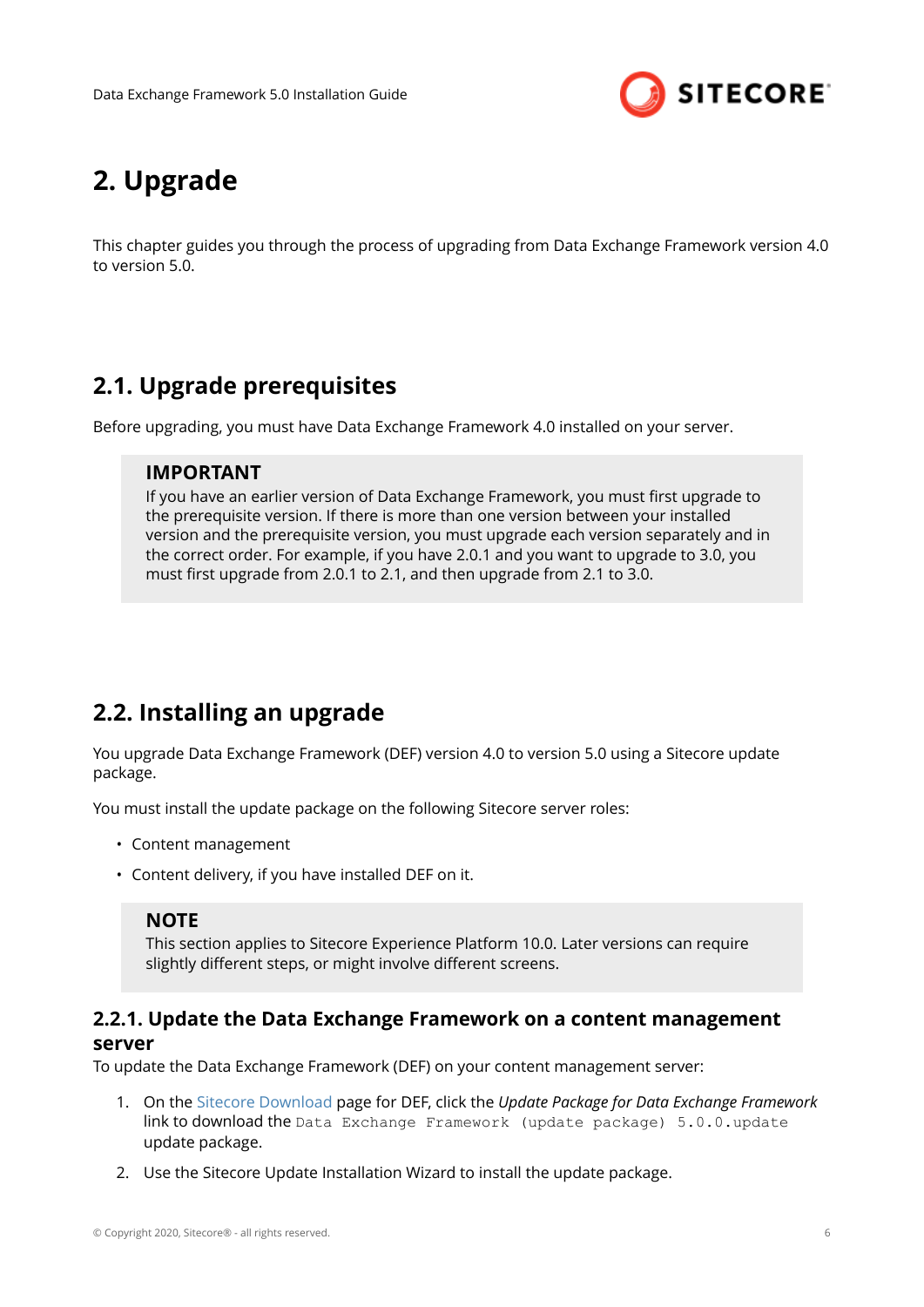# 2. Upgrade

This chapter guides you through the process of upgrading from Data Exchange Framework version 4.0 to version 5.0.

## 2.1. Upgrade prerequisites

Before upgrading, you must have Data Exchange Framework 4.0 installed on your server.

> **IMPORTANT**
>
> If you have an earlier version of Data Exchange Framework, you must first upgrade to the prerequisite version. If there is more than one version between your installed version and the prerequisite version, you must upgrade each version separately and in the correct order. For example, if you have 2.0.1 and you want to upgrade to 3.0, you must first upgrade from 2.0.1 to 2.1, and then upgrade from 2.1 to 3.0.

## 2.2. Installing an upgrade

You upgrade Data Exchange Framework (DEF) version 4.0 to version 5.0 using a Sitecore update package.

You must install the update package on the following Sitecore server roles:

- Content management
- Content delivery, if you have installed DEF on it.

> **NOTE**
>
> This section applies to Sitecore Experience Platform 10.0. Later versions can require slightly different steps, or might involve different screens.

### 2.2.1. Update the Data Exchange Framework on a content management server

To update the Data Exchange Framework (DEF) on your content management server:

1. On the Sitecore Download page for DEF, click the *Update Package for Data Exchange Framework* link to download the `Data Exchange Framework (update package) 5.0.0.update` update package.
2. Use the Sitecore Update Installation Wizard to install the update package.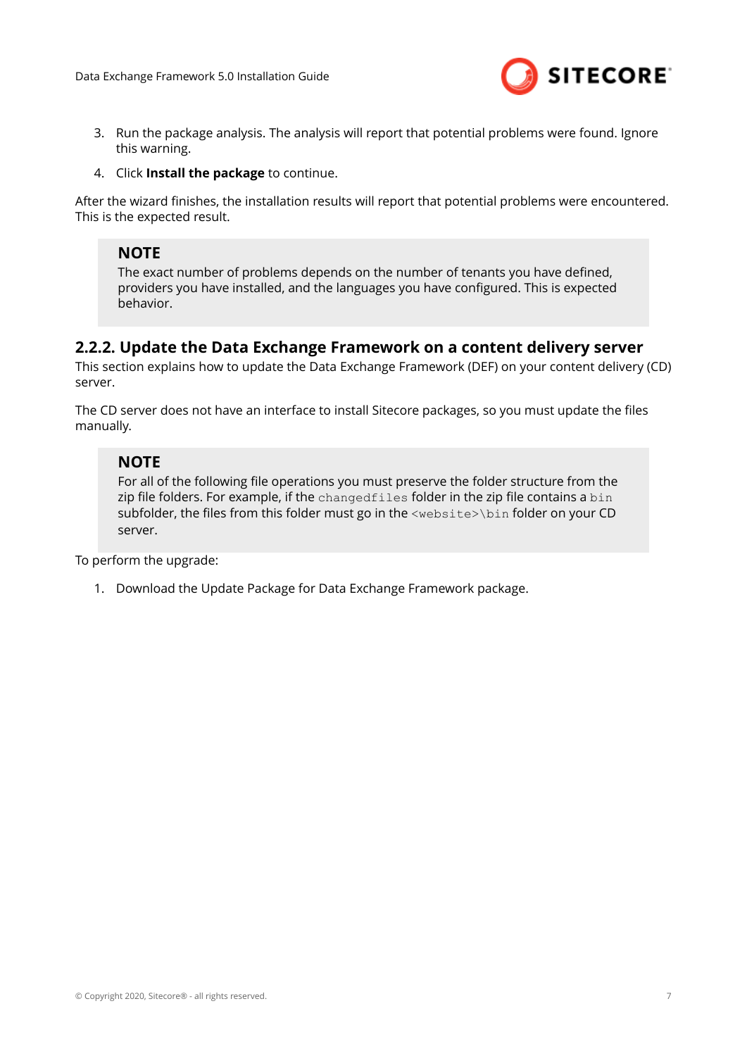3. Run the package analysis. The analysis will report that potential problems were found. Ignore this warning.
4. Click **Install the package** to continue.

After the wizard finishes, the installation results will report that potential problems were encountered. This is the expected result.

> **NOTE**
> The exact number of problems depends on the number of tenants you have defined, providers you have installed, and the languages you have configured. This is expected behavior.

### 2.2.2. Update the Data Exchange Framework on a content delivery server

This section explains how to update the Data Exchange Framework (DEF) on your content delivery (CD) server.

The CD server does not have an interface to install Sitecore packages, so you must update the files manually.

> **NOTE**
> For all of the following file operations you must preserve the folder structure from the zip file folders. For example, if the `changedfiles` folder in the zip file contains a `bin` subfolder, the files from this folder must go in the `<website>\bin` folder on your CD server.

To perform the upgrade:

1. Download the Update Package for Data Exchange Framework package.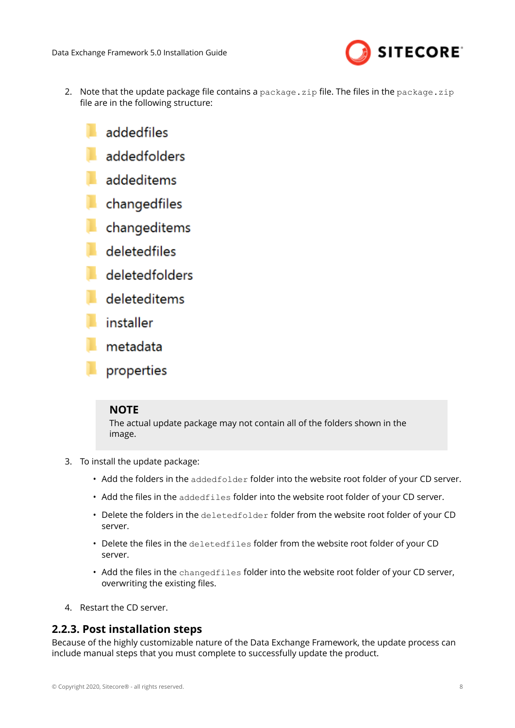2. Note that the update package file contains a `package.zip` file. The files in the `package.zip` file are in the following structure:

   - addedfiles
   - addedfolders
   - addeditems
   - changedfiles
   - changeditems
   - deletedfiles
   - deletedfolders
   - deleteditems
   - installer
   - metadata
   - properties

   > **NOTE**
   > The actual update package may not contain all of the folders shown in the image.

3. To install the update package:
   - Add the folders in the `addedfolder` folder into the website root folder of your CD server.
   - Add the files in the `addedfiles` folder into the website root folder of your CD server.
   - Delete the folders in the `deletedfolder` folder from the website root folder of your CD server.
   - Delete the files in the `deletedfiles` folder from the website root folder of your CD server.
   - Add the files in the `changedfiles` folder into the website root folder of your CD server, overwriting the existing files.

4. Restart the CD server.

### 2.2.3. Post installation steps

Because of the highly customizable nature of the Data Exchange Framework, the update process can include manual steps that you must complete to successfully update the product.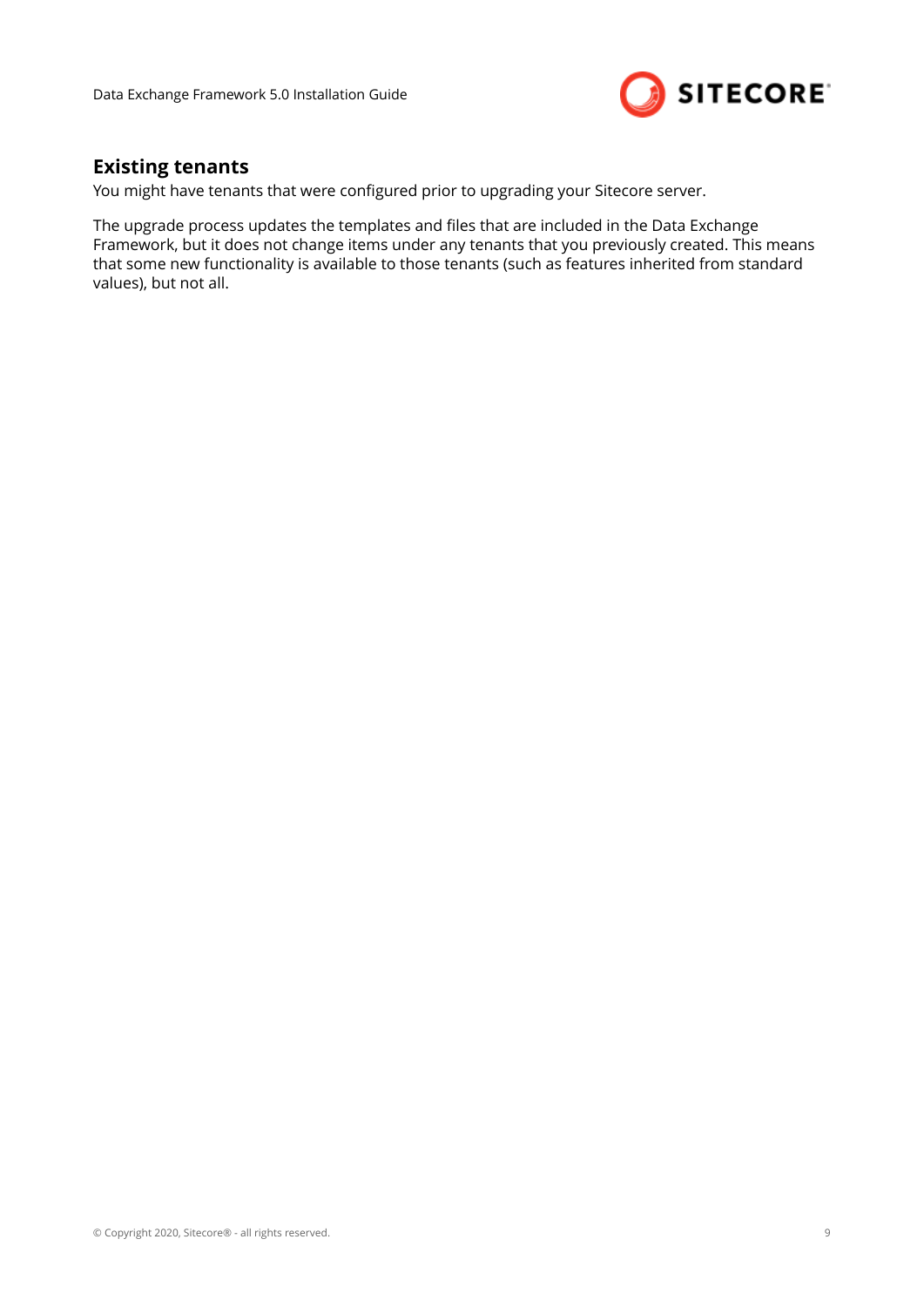## Existing tenants

You might have tenants that were configured prior to upgrading your Sitecore server.

The upgrade process updates the templates and files that are included in the Data Exchange Framework, but it does not change items under any tenants that you previously created. This means that some new functionality is available to those tenants (such as features inherited from standard values), but not all.